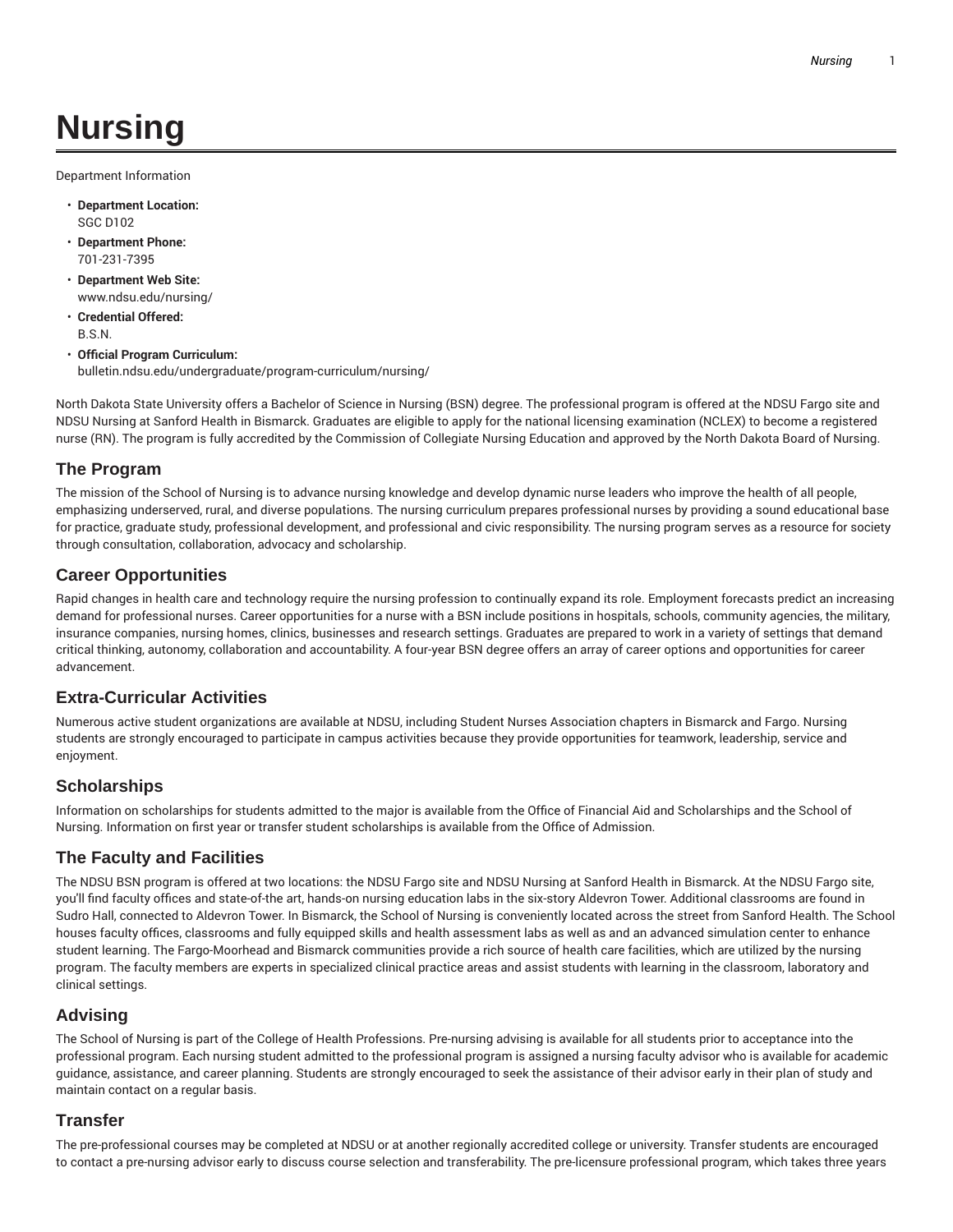# Nursing

Department Information

- **Department Location:**
  SGC D102
- **Department Phone:**
  701-231-7395
- **Department Web Site:**
  www.ndsu.edu/nursing/
- **Credential Offered:**
  B.S.N.
- **Official Program Curriculum:**
  bulletin.ndsu.edu/undergraduate/program-curriculum/nursing/

North Dakota State University offers a Bachelor of Science in Nursing (BSN) degree. The professional program is offered at the NDSU Fargo site and NDSU Nursing at Sanford Health in Bismarck. Graduates are eligible to apply for the national licensing examination (NCLEX) to become a registered nurse (RN). The program is fully accredited by the Commission of Collegiate Nursing Education and approved by the North Dakota Board of Nursing.

## The Program

The mission of the School of Nursing is to advance nursing knowledge and develop dynamic nurse leaders who improve the health of all people, emphasizing underserved, rural, and diverse populations. The nursing curriculum prepares professional nurses by providing a sound educational base for practice, graduate study, professional development, and professional and civic responsibility. The nursing program serves as a resource for society through consultation, collaboration, advocacy and scholarship.

## Career Opportunities

Rapid changes in health care and technology require the nursing profession to continually expand its role. Employment forecasts predict an increasing demand for professional nurses. Career opportunities for a nurse with a BSN include positions in hospitals, schools, community agencies, the military, insurance companies, nursing homes, clinics, businesses and research settings. Graduates are prepared to work in a variety of settings that demand critical thinking, autonomy, collaboration and accountability. A four-year BSN degree offers an array of career options and opportunities for career advancement.

## Extra-Curricular Activities

Numerous active student organizations are available at NDSU, including Student Nurses Association chapters in Bismarck and Fargo. Nursing students are strongly encouraged to participate in campus activities because they provide opportunities for teamwork, leadership, service and enjoyment.

## Scholarships

Information on scholarships for students admitted to the major is available from the Office of Financial Aid and Scholarships and the School of Nursing. Information on first year or transfer student scholarships is available from the Office of Admission.

## The Faculty and Facilities

The NDSU BSN program is offered at two locations: the NDSU Fargo site and NDSU Nursing at Sanford Health in Bismarck. At the NDSU Fargo site, you'll find faculty offices and state-of-the art, hands-on nursing education labs in the six-story Aldevron Tower. Additional classrooms are found in Sudro Hall, connected to Aldevron Tower. In Bismarck, the School of Nursing is conveniently located across the street from Sanford Health. The School houses faculty offices, classrooms and fully equipped skills and health assessment labs as well as and an advanced simulation center to enhance student learning. The Fargo-Moorhead and Bismarck communities provide a rich source of health care facilities, which are utilized by the nursing program. The faculty members are experts in specialized clinical practice areas and assist students with learning in the classroom, laboratory and clinical settings.

## Advising

The School of Nursing is part of the College of Health Professions. Pre-nursing advising is available for all students prior to acceptance into the professional program. Each nursing student admitted to the professional program is assigned a nursing faculty advisor who is available for academic guidance, assistance, and career planning. Students are strongly encouraged to seek the assistance of their advisor early in their plan of study and maintain contact on a regular basis.

## Transfer

The pre-professional courses may be completed at NDSU or at another regionally accredited college or university. Transfer students are encouraged to contact a pre-nursing advisor early to discuss course selection and transferability. The pre-licensure professional program, which takes three years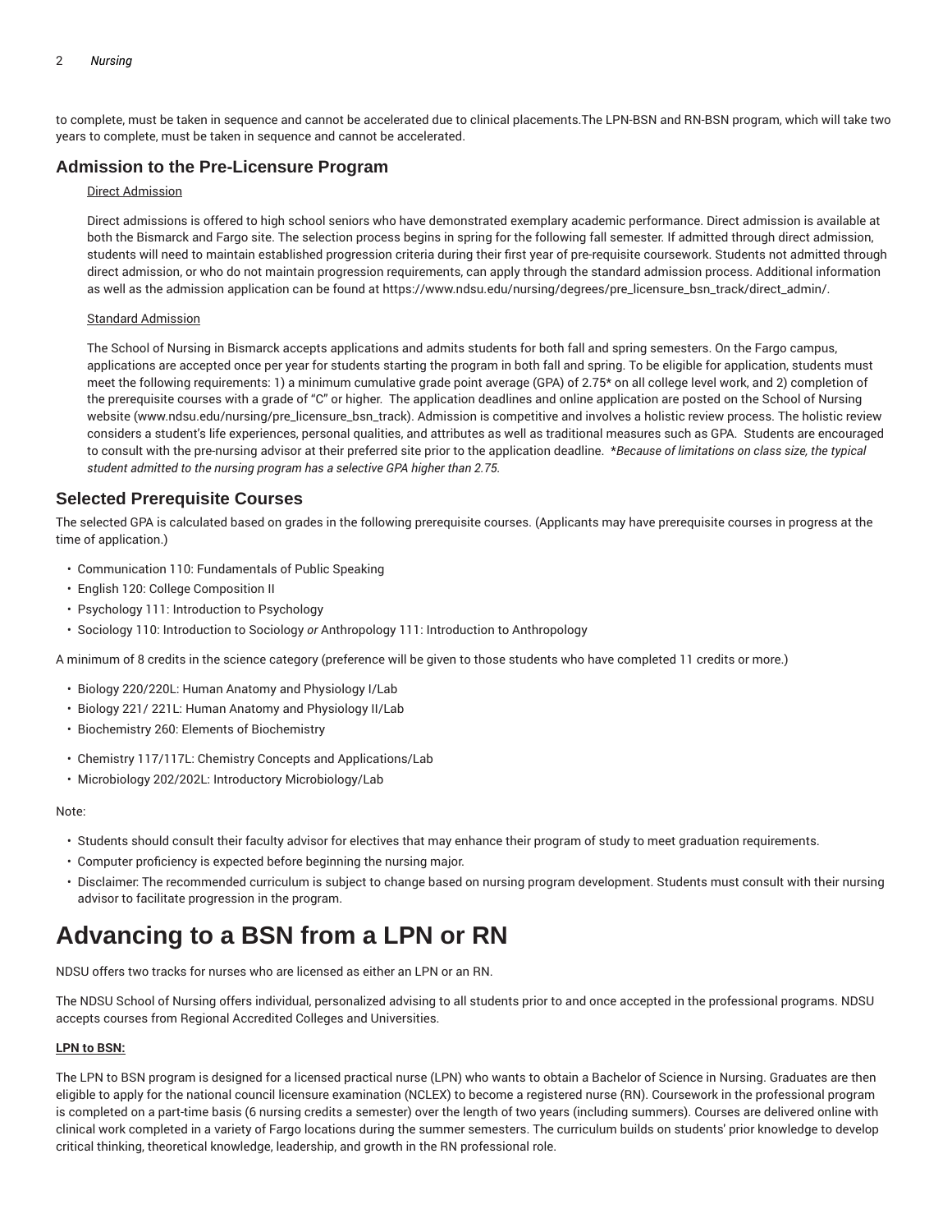to complete, must be taken in sequence and cannot be accelerated due to clinical placements.The LPN-BSN and RN-BSN program, which will take two years to complete, must be taken in sequence and cannot be accelerated.

## Admission to the Pre-Licensure Program

Direct Admission

Direct admissions is offered to high school seniors who have demonstrated exemplary academic performance. Direct admission is available at both the Bismarck and Fargo site. The selection process begins in spring for the following fall semester. If admitted through direct admission, students will need to maintain established progression criteria during their first year of pre-requisite coursework. Students not admitted through direct admission, or who do not maintain progression requirements, can apply through the standard admission process. Additional information as well as the admission application can be found at https://www.ndsu.edu/nursing/degrees/pre_licensure_bsn_track/direct_admin/.

Standard Admission

The School of Nursing in Bismarck accepts applications and admits students for both fall and spring semesters. On the Fargo campus, applications are accepted once per year for students starting the program in both fall and spring. To be eligible for application, students must meet the following requirements: 1) a minimum cumulative grade point average (GPA) of 2.75* on all college level work, and 2) completion of the prerequisite courses with a grade of "C" or higher. The application deadlines and online application are posted on the School of Nursing website (www.ndsu.edu/nursing/pre_licensure_bsn_track). Admission is competitive and involves a holistic review process. The holistic review considers a student's life experiences, personal qualities, and attributes as well as traditional measures such as GPA. Students are encouraged to consult with the pre-nursing advisor at their preferred site prior to the application deadline. **Because of limitations on class size, the typical student admitted to the nursing program has a selective GPA higher than 2.75.*

## Selected Prerequisite Courses

The selected GPA is calculated based on grades in the following prerequisite courses. (Applicants may have prerequisite courses in progress at the time of application.)

- Communication 110: Fundamentals of Public Speaking
- English 120: College Composition II
- Psychology 111: Introduction to Psychology
- Sociology 110: Introduction to Sociology *or* Anthropology 111: Introduction to Anthropology

A minimum of 8 credits in the science category (preference will be given to those students who have completed 11 credits or more.)

- Biology 220/220L: Human Anatomy and Physiology I/Lab
- Biology 221/ 221L: Human Anatomy and Physiology II/Lab
- Biochemistry 260: Elements of Biochemistry
- Chemistry 117/117L: Chemistry Concepts and Applications/Lab
- Microbiology 202/202L: Introductory Microbiology/Lab

Note:

- Students should consult their faculty advisor for electives that may enhance their program of study to meet graduation requirements.
- Computer proficiency is expected before beginning the nursing major.
- Disclaimer: The recommended curriculum is subject to change based on nursing program development. Students must consult with their nursing advisor to facilitate progression in the program.

# Advancing to a BSN from a LPN or RN

NDSU offers two tracks for nurses who are licensed as either an LPN or an RN.

The NDSU School of Nursing offers individual, personalized advising to all students prior to and once accepted in the professional programs. NDSU accepts courses from Regional Accredited Colleges and Universities.

**LPN to BSN:**

The LPN to BSN program is designed for a licensed practical nurse (LPN) who wants to obtain a Bachelor of Science in Nursing. Graduates are then eligible to apply for the national council licensure examination (NCLEX) to become a registered nurse (RN). Coursework in the professional program is completed on a part-time basis (6 nursing credits a semester) over the length of two years (including summers). Courses are delivered online with clinical work completed in a variety of Fargo locations during the summer semesters. The curriculum builds on students' prior knowledge to develop critical thinking, theoretical knowledge, leadership, and growth in the RN professional role.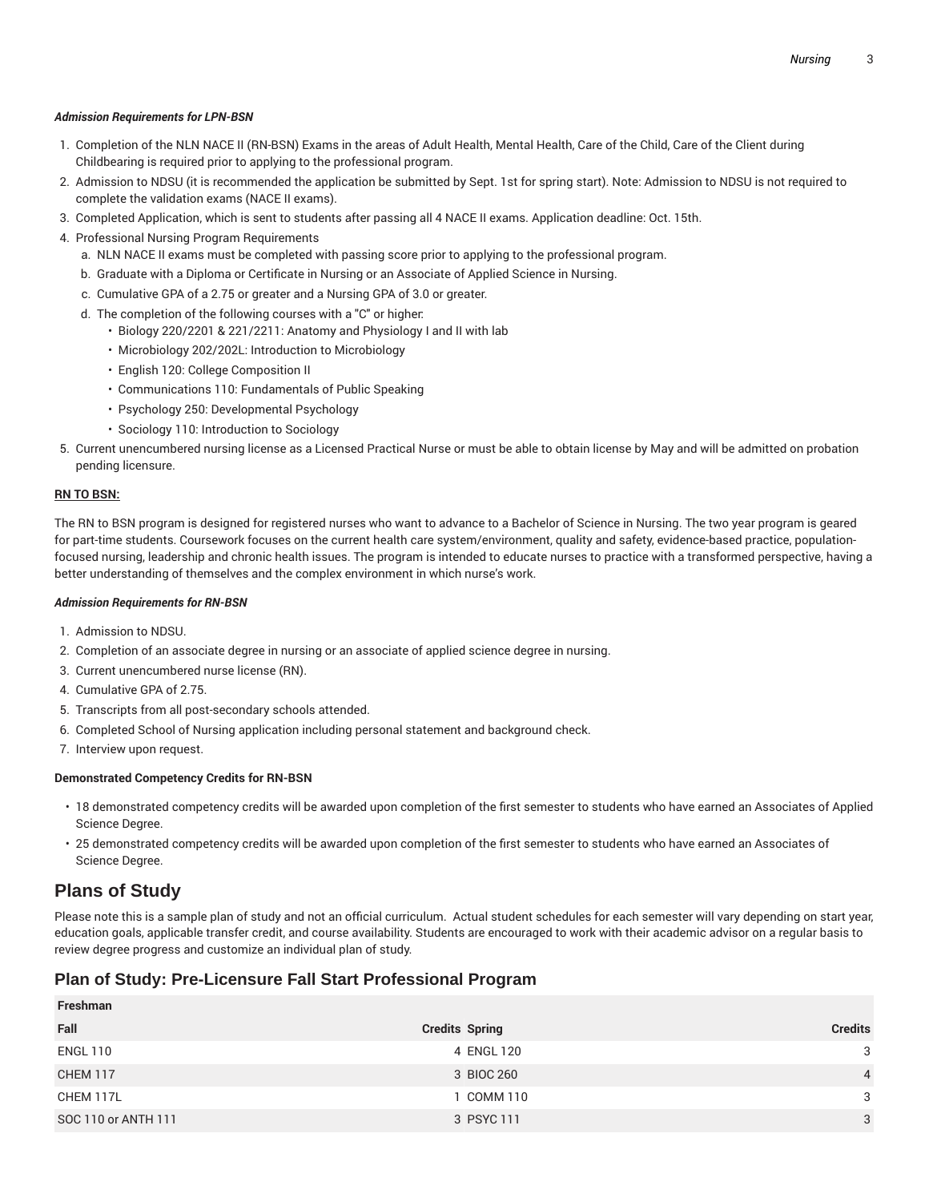***Admission Requirements for LPN-BSN***

1. Completion of the NLN NACE II (RN-BSN) Exams in the areas of Adult Health, Mental Health, Care of the Child, Care of the Client during Childbearing is required prior to applying to the professional program.
2. Admission to NDSU (it is recommended the application be submitted by Sept. 1st for spring start). Note: Admission to NDSU is not required to complete the validation exams (NACE II exams).
3. Completed Application, which is sent to students after passing all 4 NACE II exams. Application deadline: Oct. 15th.
4. Professional Nursing Program Requirements
   a. NLN NACE II exams must be completed with passing score prior to applying to the professional program.
   b. Graduate with a Diploma or Certificate in Nursing or an Associate of Applied Science in Nursing.
   c. Cumulative GPA of a 2.75 or greater and a Nursing GPA of 3.0 or greater.
   d. The completion of the following courses with a "C" or higher:
      - Biology 220/2201 & 221/2211: Anatomy and Physiology I and II with lab
      - Microbiology 202/202L: Introduction to Microbiology
      - English 120: College Composition II
      - Communications 110: Fundamentals of Public Speaking
      - Psychology 250: Developmental Psychology
      - Sociology 110: Introduction to Sociology
5. Current unencumbered nursing license as a Licensed Practical Nurse or must be able to obtain license by May and will be admitted on probation pending licensure.

**RN TO BSN:**

The RN to BSN program is designed for registered nurses who want to advance to a Bachelor of Science in Nursing. The two year program is geared for part-time students. Coursework focuses on the current health care system/environment, quality and safety, evidence-based practice, population-focused nursing, leadership and chronic health issues. The program is intended to educate nurses to practice with a transformed perspective, having a better understanding of themselves and the complex environment in which nurse's work.

***Admission Requirements for RN-BSN***

1. Admission to NDSU.
2. Completion of an associate degree in nursing or an associate of applied science degree in nursing.
3. Current unencumbered nurse license (RN).
4. Cumulative GPA of 2.75.
5. Transcripts from all post-secondary schools attended.
6. Completed School of Nursing application including personal statement and background check.
7. Interview upon request.

**Demonstrated Competency Credits for RN-BSN**

- 18 demonstrated competency credits will be awarded upon completion of the first semester to students who have earned an Associates of Applied Science Degree.
- 25 demonstrated competency credits will be awarded upon completion of the first semester to students who have earned an Associates of Science Degree.

## Plans of Study

Please note this is a sample plan of study and not an official curriculum. Actual student schedules for each semester will vary depending on start year, education goals, applicable transfer credit, and course availability. Students are encouraged to work with their academic advisor on a regular basis to review degree progress and customize an individual plan of study.

### Plan of Study: Pre-Licensure Fall Start Professional Program

| Freshman | | | |
|---|---|---|---|
| **Fall** | **Credits** | **Spring** | **Credits** |
| ENGL 110 | 4 | ENGL 120 | 3 |
| CHEM 117 | 3 | BIOC 260 | 4 |
| CHEM 117L | 1 | COMM 110 | 3 |
| SOC 110 or ANTH 111 | 3 | PSYC 111 | 3 |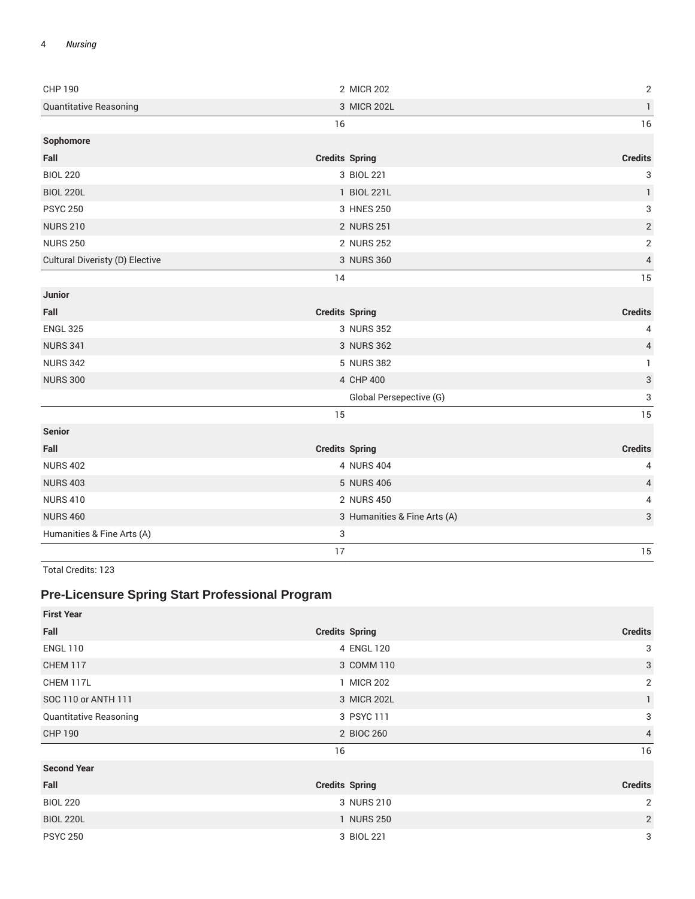| | | | |
|---|---|---|---|
| CHP 190 | 2 | MICR 202 | 2 |
| Quantitative Reasoning | 3 | MICR 202L | 1 |
| | 16 | | 16 |
| **Sophomore** | | | |
| **Fall** | **Credits** | **Spring** | **Credits** |
| BIOL 220 | 3 | BIOL 221 | 3 |
| BIOL 220L | 1 | BIOL 221L | 1 |
| PSYC 250 | 3 | HNES 250 | 3 |
| NURS 210 | 2 | NURS 251 | 2 |
| NURS 250 | 2 | NURS 252 | 2 |
| Cultural Diveristy (D) Elective | 3 | NURS 360 | 4 |
| | 14 | | 15 |
| **Junior** | | | |
| **Fall** | **Credits** | **Spring** | **Credits** |
| ENGL 325 | 3 | NURS 352 | 4 |
| NURS 341 | 3 | NURS 362 | 4 |
| NURS 342 | 5 | NURS 382 | 1 |
| NURS 300 | 4 | CHP 400 | 3 |
| | | Global Persepective (G) | 3 |
| | 15 | | 15 |
| **Senior** | | | |
| **Fall** | **Credits** | **Spring** | **Credits** |
| NURS 402 | 4 | NURS 404 | 4 |
| NURS 403 | 5 | NURS 406 | 4 |
| NURS 410 | 2 | NURS 450 | 4 |
| NURS 460 | 3 | Humanities & Fine Arts (A) | 3 |
| Humanities & Fine Arts (A) | 3 | | |
| | 17 | | 15 |

Total Credits: 123

## Pre-Licensure Spring Start Professional Program

| | | | |
|---|---|---|---|
| **First Year** | | | |
| **Fall** | **Credits** | **Spring** | **Credits** |
| ENGL 110 | 4 | ENGL 120 | 3 |
| CHEM 117 | 3 | COMM 110 | 3 |
| CHEM 117L | 1 | MICR 202 | 2 |
| SOC 110 or ANTH 111 | 3 | MICR 202L | 1 |
| Quantitative Reasoning | 3 | PSYC 111 | 3 |
| CHP 190 | 2 | BIOC 260 | 4 |
| | 16 | | 16 |
| **Second Year** | | | |
| **Fall** | **Credits** | **Spring** | **Credits** |
| BIOL 220 | 3 | NURS 210 | 2 |
| BIOL 220L | 1 | NURS 250 | 2 |
| PSYC 250 | 3 | BIOL 221 | 3 |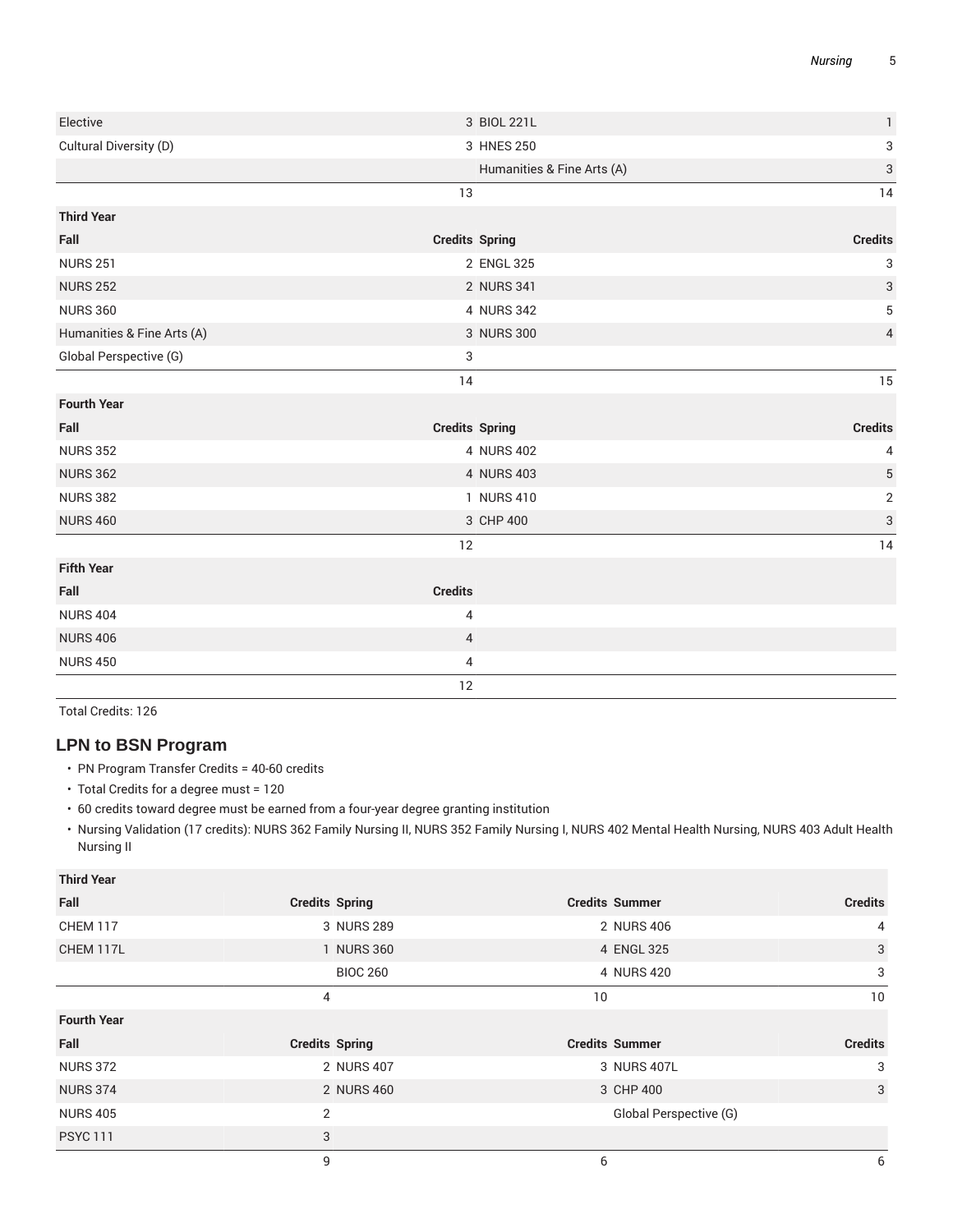| | | | |
|---|---|---|---|
| Elective | 3 | BIOL 221L | 1 |
| Cultural Diversity (D) | 3 | HNES 250 | 3 |
| | | Humanities & Fine Arts (A) | 3 |
| | 13 | | 14 |
| **Third Year** | | | |
| **Fall** | **Credits** | **Spring** | **Credits** |
| NURS 251 | 2 | ENGL 325 | 3 |
| NURS 252 | 2 | NURS 341 | 3 |
| NURS 360 | 4 | NURS 342 | 5 |
| Humanities & Fine Arts (A) | 3 | NURS 300 | 4 |
| Global Perspective (G) | 3 | | |
| | 14 | | 15 |
| **Fourth Year** | | | |
| **Fall** | **Credits** | **Spring** | **Credits** |
| NURS 352 | 4 | NURS 402 | 4 |
| NURS 362 | 4 | NURS 403 | 5 |
| NURS 382 | 1 | NURS 410 | 2 |
| NURS 460 | 3 | CHP 400 | 3 |
| | 12 | | 14 |
| **Fifth Year** | | | |
| **Fall** | **Credits** | | |
| NURS 404 | 4 | | |
| NURS 406 | 4 | | |
| NURS 450 | 4 | | |
| | 12 | | |

Total Credits: 126

## LPN to BSN Program

- PN Program Transfer Credits = 40-60 credits
- Total Credits for a degree must = 120
- 60 credits toward degree must be earned from a four-year degree granting institution
- Nursing Validation (17 credits): NURS 362 Family Nursing II, NURS 352 Family Nursing I, NURS 402 Mental Health Nursing, NURS 403 Adult Health Nursing II

| | | | | | |
|---|---|---|---|---|---|
| **Third Year** | | | | | |
| **Fall** | **Credits** | **Spring** | **Credits** | **Summer** | **Credits** |
| CHEM 117 | 3 | NURS 289 | 2 | NURS 406 | 4 |
| CHEM 117L | 1 | NURS 360 | 4 | ENGL 325 | 3 |
| | | BIOC 260 | 4 | NURS 420 | 3 |
| | 4 | | 10 | | 10 |
| **Fourth Year** | | | | | |
| **Fall** | **Credits** | **Spring** | **Credits** | **Summer** | **Credits** |
| NURS 372 | 2 | NURS 407 | 3 | NURS 407L | 3 |
| NURS 374 | 2 | NURS 460 | 3 | CHP 400 | 3 |
| NURS 405 | 2 | | | Global Perspective (G) | |
| PSYC 111 | 3 | | | | |
| | 9 | | 6 | | 6 |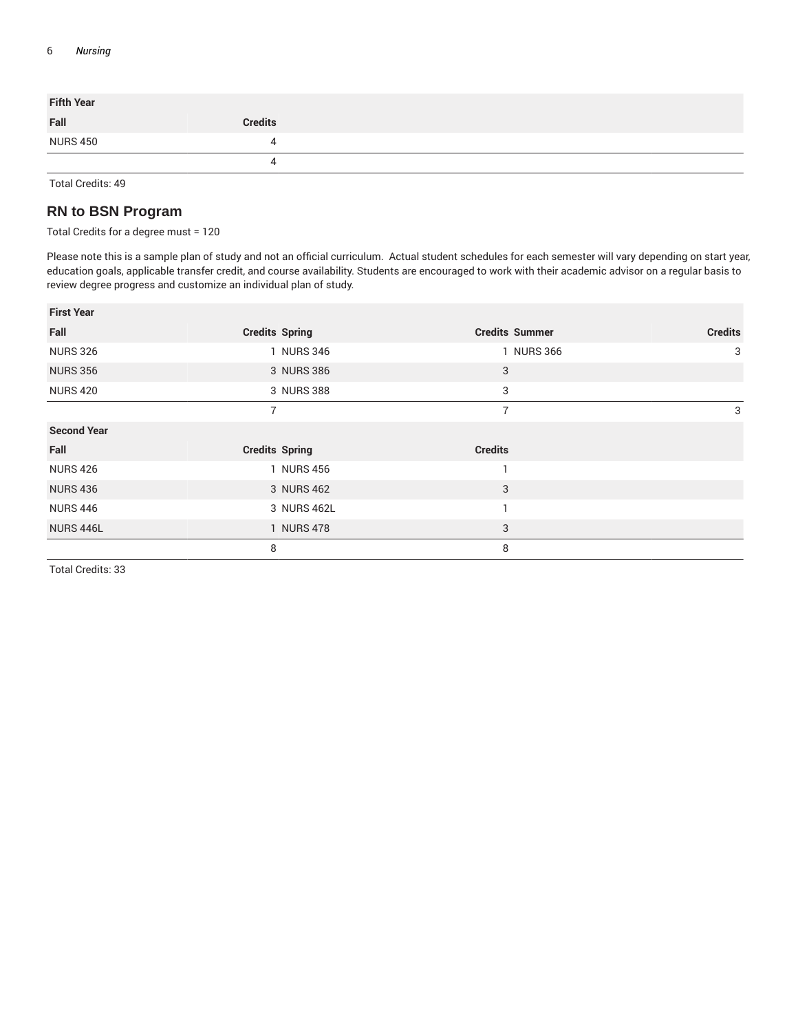| Fifth Year | |
|---|---|
| Fall | Credits |
| NURS 450 | 4 |
| | 4 |

Total Credits: 49

## RN to BSN Program

Total Credits for a degree must = 120

Please note this is a sample plan of study and not an official curriculum. Actual student schedules for each semester will vary depending on start year, education goals, applicable transfer credit, and course availability. Students are encouraged to work with their academic advisor on a regular basis to review degree progress and customize an individual plan of study.

| First Year | | | | | |
|---|---|---|---|---|---|
| Fall | Credits | Spring | Credits | Summer | Credits |
| NURS 326 | 1 | NURS 346 | 1 | NURS 366 | 3 |
| NURS 356 | 3 | NURS 386 | 3 | | |
| NURS 420 | 3 | NURS 388 | 3 | | |
| | 7 | | 7 | | 3 |
| **Second Year** | | | | | |
| Fall | Credits | Spring | Credits | | |
| NURS 426 | 1 | NURS 456 | 1 | | |
| NURS 436 | 3 | NURS 462 | 3 | | |
| NURS 446 | 3 | NURS 462L | 1 | | |
| NURS 446L | 1 | NURS 478 | 3 | | |
| | 8 | | 8 | | |

Total Credits: 33